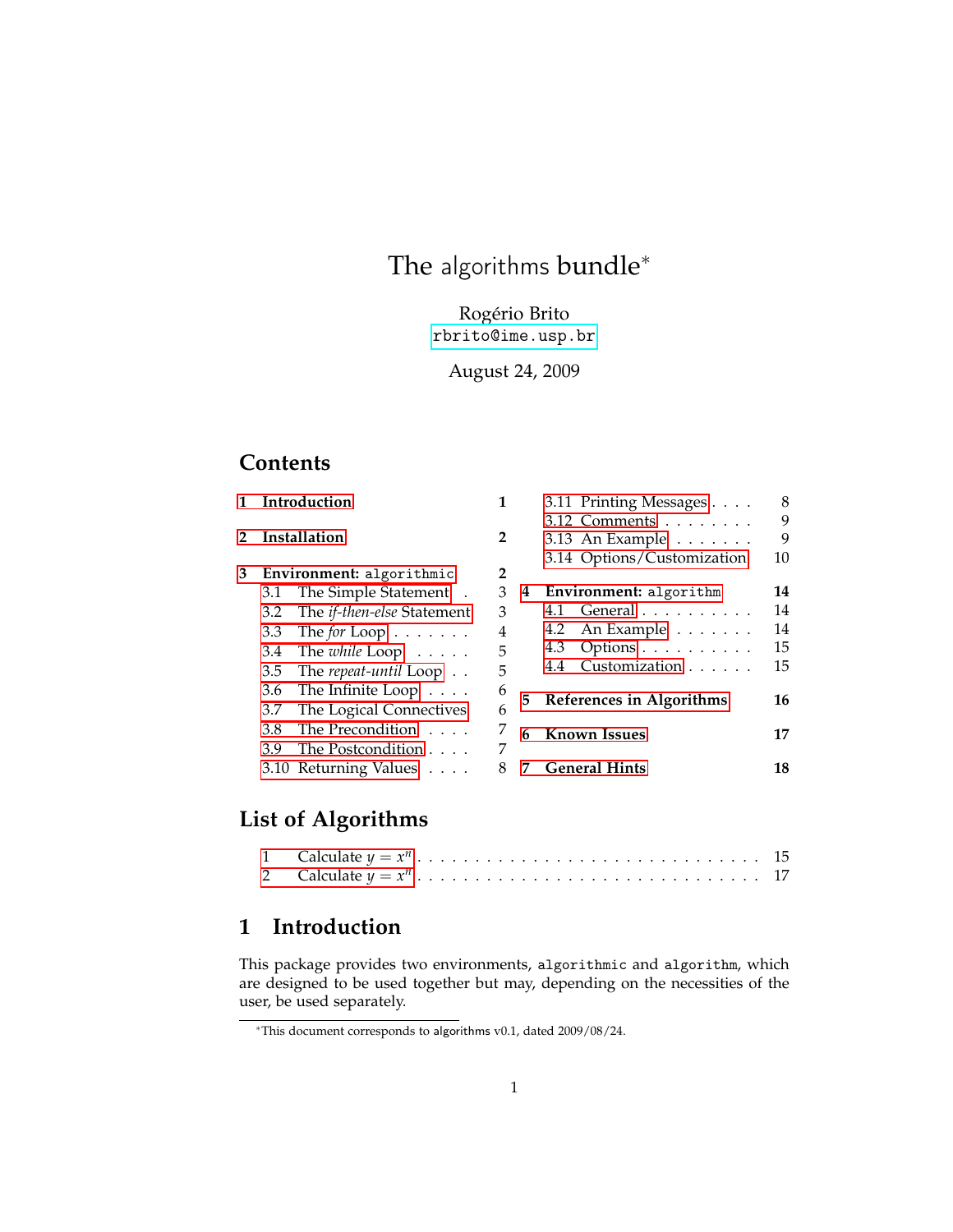# The algorithms bundle*

Rogério Brito
rbrito@ime.usp.br

August 24, 2009

## Contents

1 Introduction 1

2 Installation 2

3 Environment: `algorithmic` 2
- 3.1 The Simple Statement 3
- 3.2 The *if-then-else* Statement 3
- 3.3 The *for* Loop 4
- 3.4 The *while* Loop 5
- 3.5 The *repeat-until* Loop 5
- 3.6 The Infinite Loop 6
- 3.7 The Logical Connectives 6
- 3.8 The Precondition 7
- 3.9 The Postcondition 7
- 3.10 Returning Values 8
- 3.11 Printing Messages 8
- 3.12 Comments 9
- 3.13 An Example 9
- 3.14 Options/Customization 10

4 Environment: `algorithm` 14
- 4.1 General 14
- 4.2 An Example 14
- 4.3 Options 15
- 4.4 Customization 15

5 References in Algorithms 16

6 Known Issues 17

7 General Hints 18

## List of Algorithms

1 Calculate $y = x^n$ . . . 15
2 Calculate $y = x^n$ . . . 17

## 1 Introduction

This package provides two environments, `algorithmic` and `algorithm`, which are designed to be used together but may, depending on the necessities of the user, be used separately.

*This document corresponds to algorithms v0.1, dated 2009/08/24.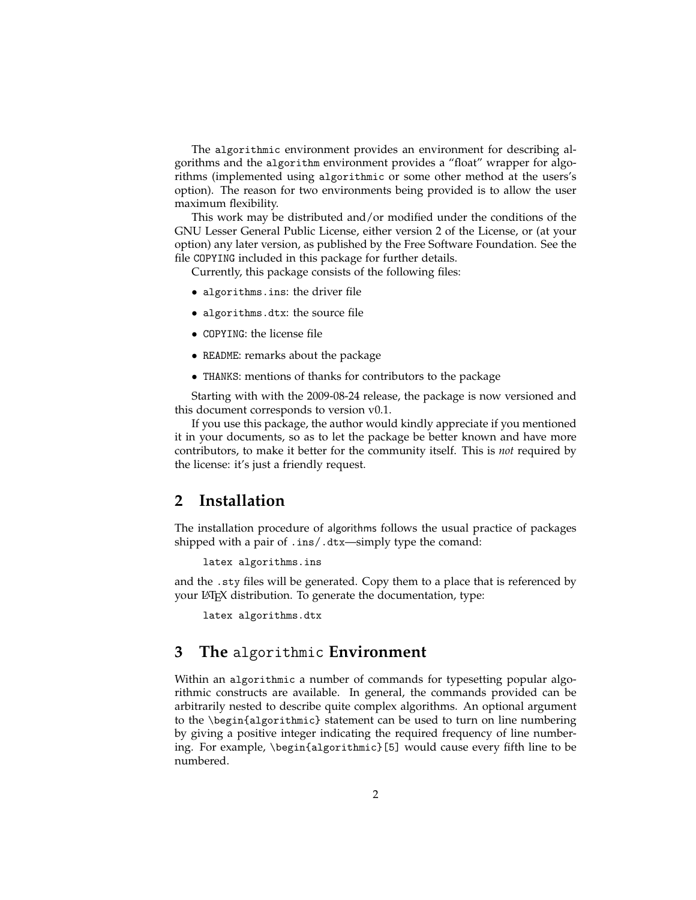The `algorithmic` environment provides an environment for describing algorithms and the `algorithm` environment provides a "float" wrapper for algorithms (implemented using `algorithmic` or some other method at the users's option). The reason for two environments being provided is to allow the user maximum flexibility.

This work may be distributed and/or modified under the conditions of the GNU Lesser General Public License, either version 2 of the License, or (at your option) any later version, as published by the Free Software Foundation. See the file `COPYING` included in this package for further details.

Currently, this package consists of the following files:

- `algorithms.ins`: the driver file
- `algorithms.dtx`: the source file
- `COPYING`: the license file
- `README`: remarks about the package
- `THANKS`: mentions of thanks for contributors to the package

Starting with with the 2009-08-24 release, the package is now versioned and this document corresponds to version v0.1.

If you use this package, the author would kindly appreciate if you mentioned it in your documents, so as to let the package be better known and have more contributors, to make it better for the community itself. This is *not* required by the license: it's just a friendly request.

## 2 Installation

The installation procedure of algorithms follows the usual practice of packages shipped with a pair of `.ins`/`.dtx`—simply type the comand:

```
latex algorithms.ins
```

and the `.sty` files will be generated. Copy them to a place that is referenced by your LaTeX distribution. To generate the documentation, type:

```
latex algorithms.dtx
```

## 3 The `algorithmic` Environment

Within an `algorithmic` a number of commands for typesetting popular algorithmic constructs are available. In general, the commands provided can be arbitrarily nested to describe quite complex algorithms. An optional argument to the `\begin{algorithmic}` statement can be used to turn on line numbering by giving a positive integer indicating the required frequency of line numbering. For example, `\begin{algorithmic}[5]` would cause every fifth line to be numbered.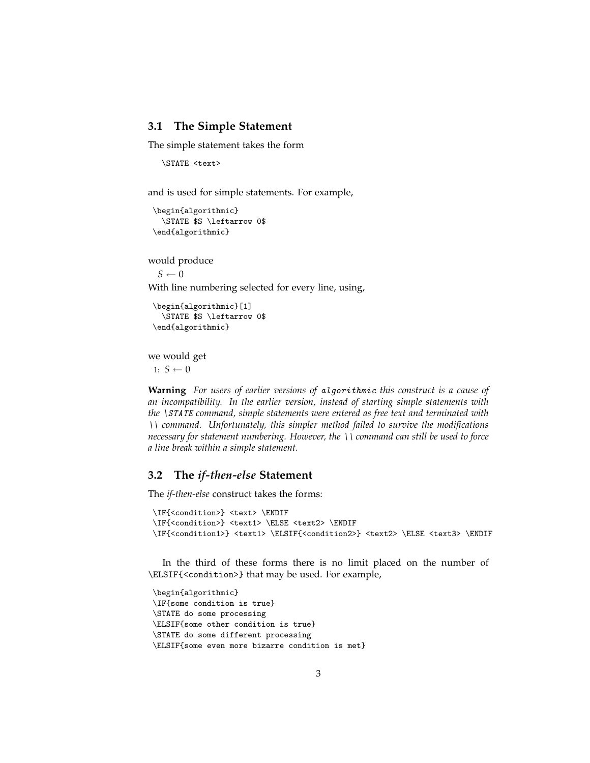### 3.1 The Simple Statement

The simple statement takes the form

```
\STATE <text>
```

and is used for simple statements. For example,

```
\begin{algorithmic}
  \STATE $S \leftarrow 0$
\end{algorithmic}
```

would produce

$S \leftarrow 0$

With line numbering selected for every line, using,

```
\begin{algorithmic}[1]
  \STATE $S \leftarrow 0$
\end{algorithmic}
```

we would get

1: $S \leftarrow 0$

**Warning** *For users of earlier versions of `algorithmic` this construct is a cause of an incompatibility. In the earlier version, instead of starting simple statements with the `\STATE` command, simple statements were entered as free text and terminated with `\\` command. Unfortunately, this simpler method failed to survive the modifications necessary for statement numbering. However, the `\\` command can still be used to force a line break within a simple statement.*

### 3.2 The *if-then-else* Statement

The *if-then-else* construct takes the forms:

```
\IF{<condition>} <text> \ENDIF
\IF{<condition>} <text1> \ELSE <text2> \ENDIF
\IF{<condition1>} <text1> \ELSIF{<condition2>} <text2> \ELSE <text3> \ENDIF
```

In the third of these forms there is no limit placed on the number of `\ELSIF{<condition>}` that may be used. For example,

```
\begin{algorithmic}
\IF{some condition is true}
\STATE do some processing
\ELSIF{some other condition is true}
\STATE do some different processing
\ELSIF{some even more bizarre condition is met}
```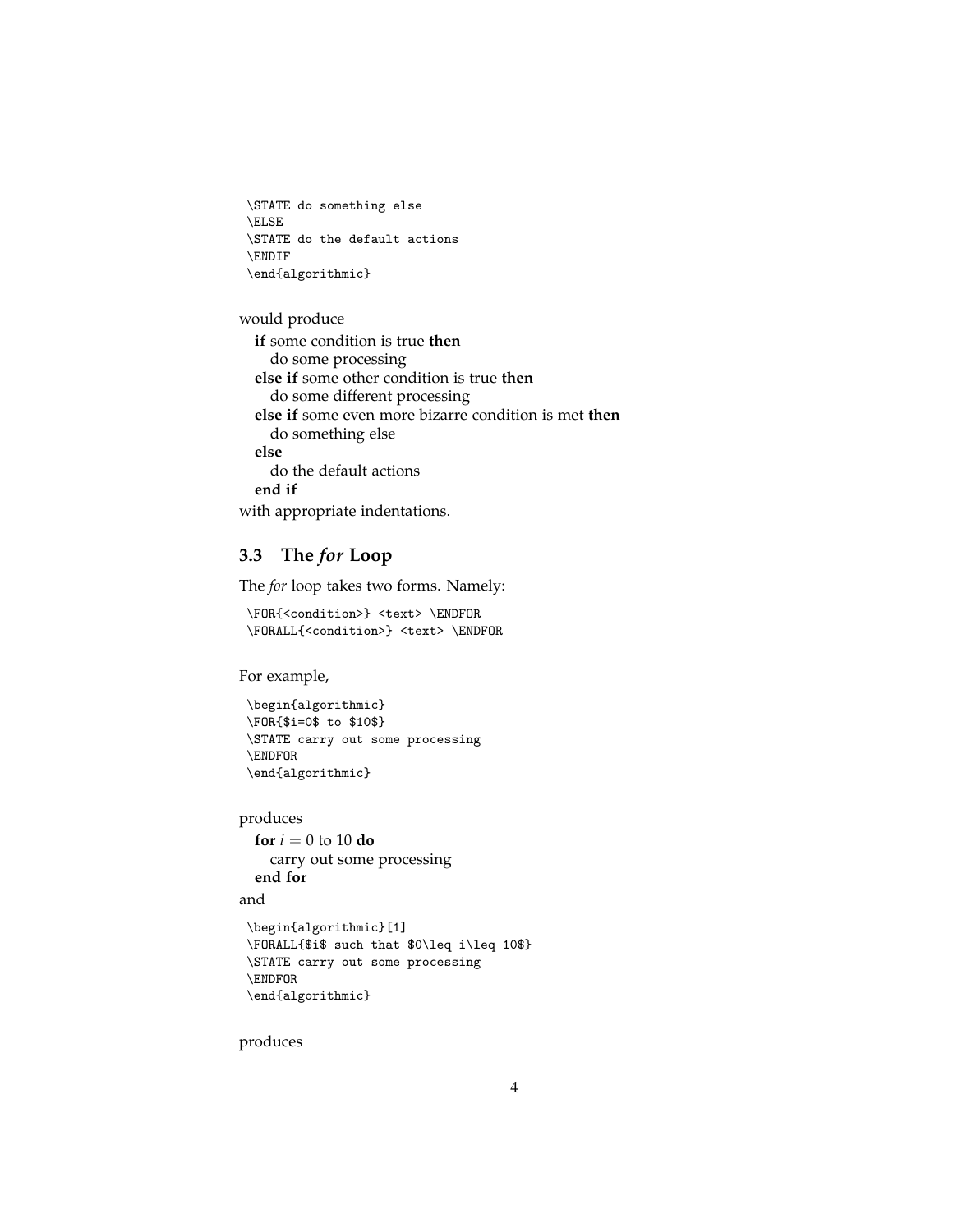```
\STATE do something else
\ELSE
\STATE do the default actions
\ENDIF
\end{algorithmic}
```

would produce

**if** some condition is true **then**
  do some processing
**else if** some other condition is true **then**
  do some different processing
**else if** some even more bizarre condition is met **then**
  do something else
**else**
  do the default actions
**end if**

with appropriate indentations.

### 3.3 The *for* Loop

The *for* loop takes two forms. Namely:

```
\FOR{<condition>} <text> \ENDFOR
\FORALL{<condition>} <text> \ENDFOR
```

For example,

```
\begin{algorithmic}
\FOR{$i=0$ to $10$}
\STATE carry out some processing
\ENDFOR
\end{algorithmic}
```

produces

**for** $i = 0$ to $10$ **do**
  carry out some processing
**end for**

and

```
\begin{algorithmic}[1]
\FORALL{$i$ such that $0\leq i\leq 10$}
\STATE carry out some processing
\ENDFOR
\end{algorithmic}
```

produces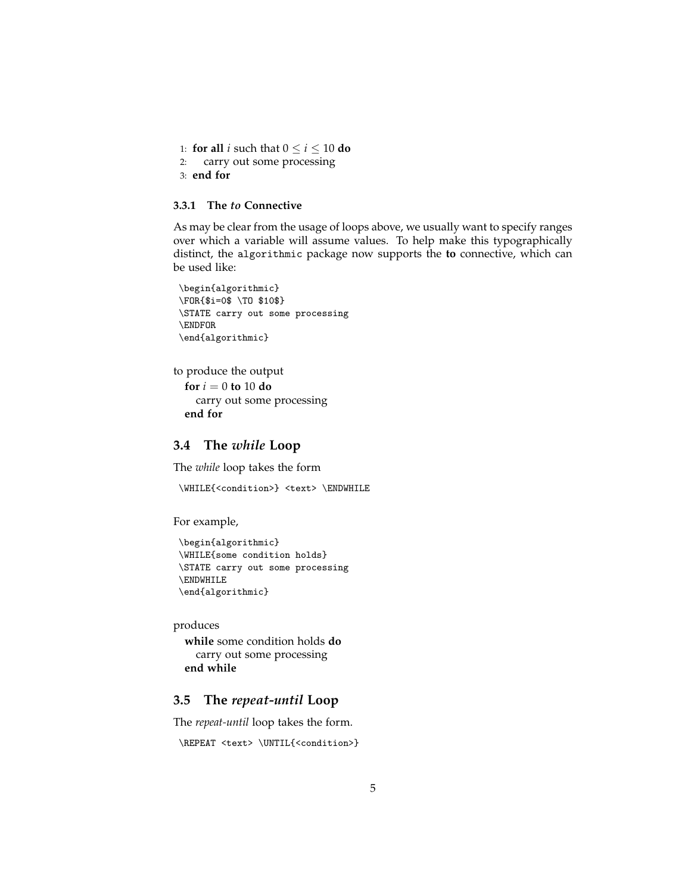1: **for all** $i$ such that $0 \leq i \leq 10$ **do**
2: carry out some processing
3: **end for**

#### 3.3.1 The *to* Connective

As may be clear from the usage of loops above, we usually want to specify ranges over which a variable will assume values. To help make this typographically distinct, the `algorithmic` package now supports the **to** connective, which can be used like:

```
\begin{algorithmic}
\FOR{$i=0$ \TO $10$}
\STATE carry out some processing
\ENDFOR
\end{algorithmic}
```

to produce the output

**for** $i = 0$ **to** $10$ **do**
carry out some processing
**end for**

### 3.4 The *while* Loop

The *while* loop takes the form

```
\WHILE{<condition>} <text> \ENDWHILE
```

For example,

```
\begin{algorithmic}
\WHILE{some condition holds}
\STATE carry out some processing
\ENDWHILE
\end{algorithmic}
```

produces

**while** some condition holds **do**
carry out some processing
**end while**

### 3.5 The *repeat-until* Loop

The *repeat-until* loop takes the form.

```
\REPEAT <text> \UNTIL{<condition>}
```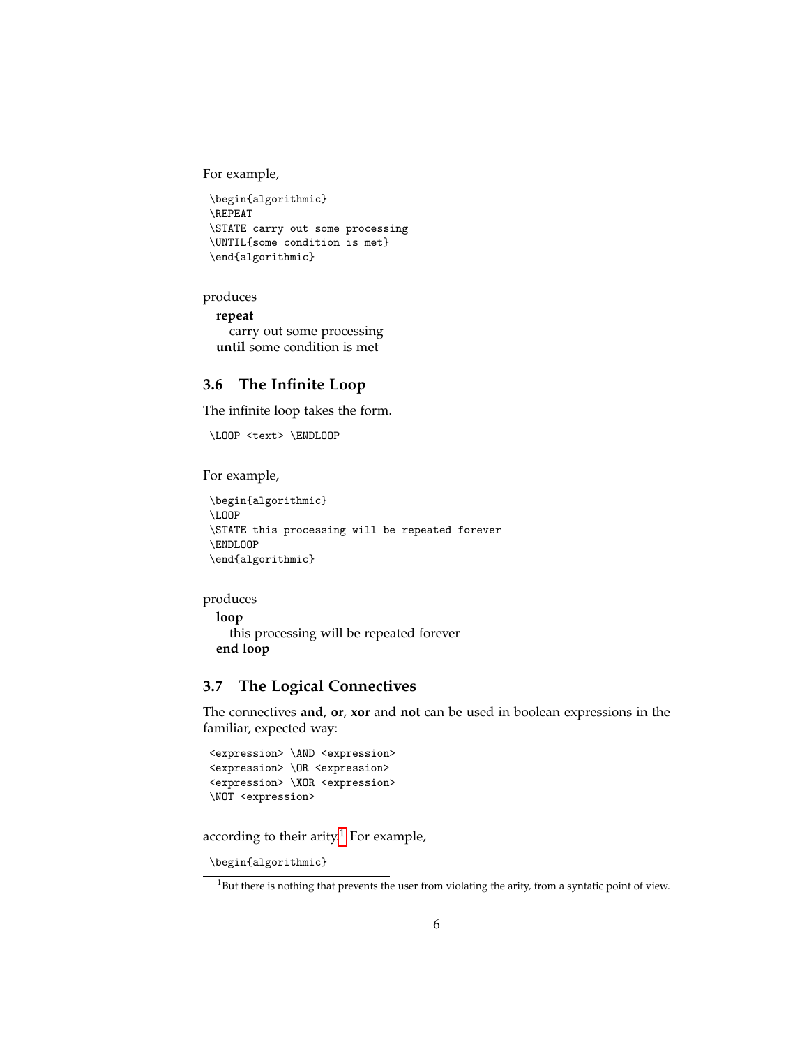For example,

```
\begin{algorithmic}
\REPEAT
\STATE carry out some processing
\UNTIL{some condition is met}
\end{algorithmic}
```

produces

**repeat**
  carry out some processing
**until** some condition is met

### 3.6 The Infinite Loop

The infinite loop takes the form.

```
\LOOP <text> \ENDLOOP
```

For example,

```
\begin{algorithmic}
\LOOP
\STATE this processing will be repeated forever
\ENDLOOP
\end{algorithmic}
```

produces

**loop**
  this processing will be repeated forever
**end loop**

### 3.7 The Logical Connectives

The connectives **and**, **or**, **xor** and **not** can be used in boolean expressions in the familiar, expected way:

```
<expression> \AND <expression>
<expression> \OR <expression>
<expression> \XOR <expression>
\NOT <expression>
```

according to their arity.[1] For example,

```
\begin{algorithmic}
```

[1] But there is nothing that prevents the user from violating the arity, from a syntatic point of view.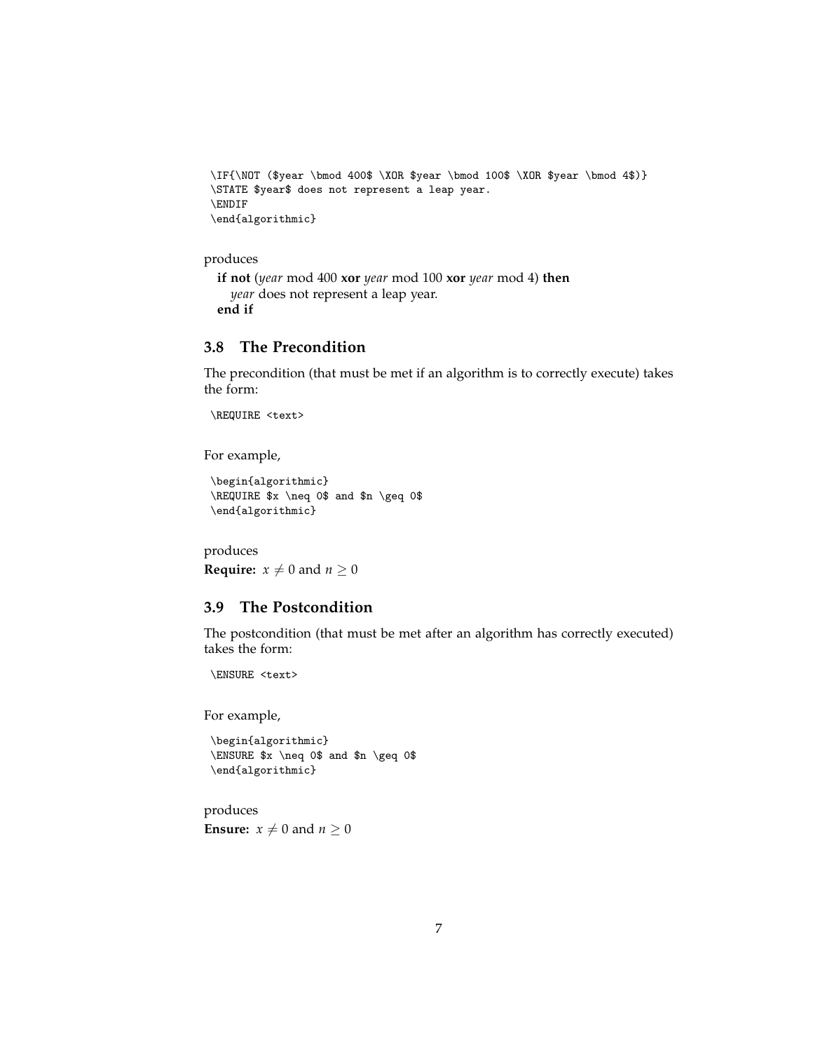```
\IF{\NOT ($year \bmod 400$ \XOR $year \bmod 100$ \XOR $year \bmod 4$)}
\STATE $year$ does not represent a leap year.
\ENDIF
\end{algorithmic}
```

produces

**if not** (*year* mod 400 **xor** *year* mod 100 **xor** *year* mod 4) **then**
  *year* does not represent a leap year.
**end if**

### 3.8 The Precondition

The precondition (that must be met if an algorithm is to correctly execute) takes the form:

```
\REQUIRE <text>
```

For example,

```
\begin{algorithmic}
\REQUIRE $x \neq 0$ and $n \geq 0$
\end{algorithmic}
```

produces

**Require:** $x \neq 0$ and $n \geq 0$

### 3.9 The Postcondition

The postcondition (that must be met after an algorithm has correctly executed) takes the form:

```
\ENSURE <text>
```

For example,

```
\begin{algorithmic}
\ENSURE $x \neq 0$ and $n \geq 0$
\end{algorithmic}
```

produces

**Ensure:** $x \neq 0$ and $n \geq 0$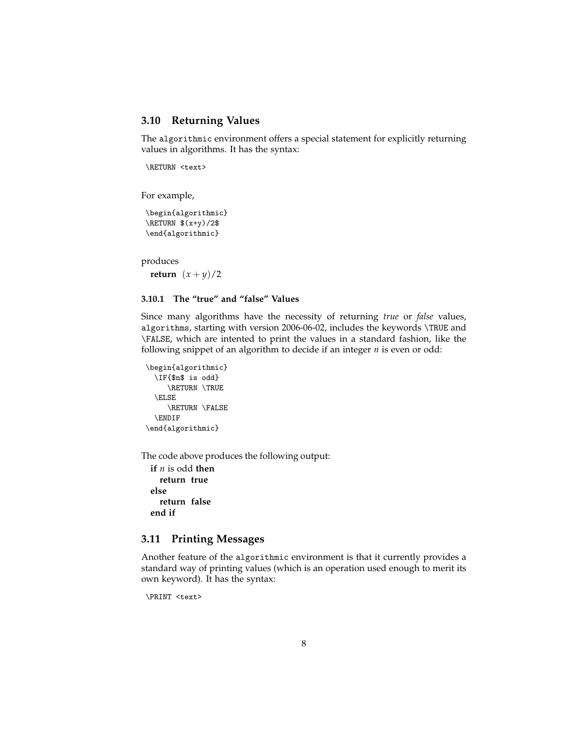## 3.10 Returning Values

The `algorithmic` environment offers a special statement for explicitly returning values in algorithms. It has the syntax:

```
\RETURN <text>
```

For example,

```
\begin{algorithmic}
\RETURN $(x+y)/2$
\end{algorithmic}
```

produces

**return** $(x+y)/2$

### 3.10.1 The "true" and "false" Values

Since many algorithms have the necessity of returning *true* or *false* values, `algorithms`, starting with version 2006-06-02, includes the keywords `\TRUE` and `\FALSE`, which are intented to print the values in a standard fashion, like the following snippet of an algorithm to decide if an integer $n$ is even or odd:

```
\begin{algorithmic}
  \IF{$n$ is odd}
     \RETURN \TRUE
  \ELSE
     \RETURN \FALSE
  \ENDIF
\end{algorithmic}
```

The code above produces the following output:

**if** $n$ is odd **then**
  **return** **true**
**else**
  **return** **false**
**end if**

## 3.11 Printing Messages

Another feature of the `algorithmic` environment is that it currently provides a standard way of printing values (which is an operation used enough to merit its own keyword). It has the syntax:

```
\PRINT <text>
```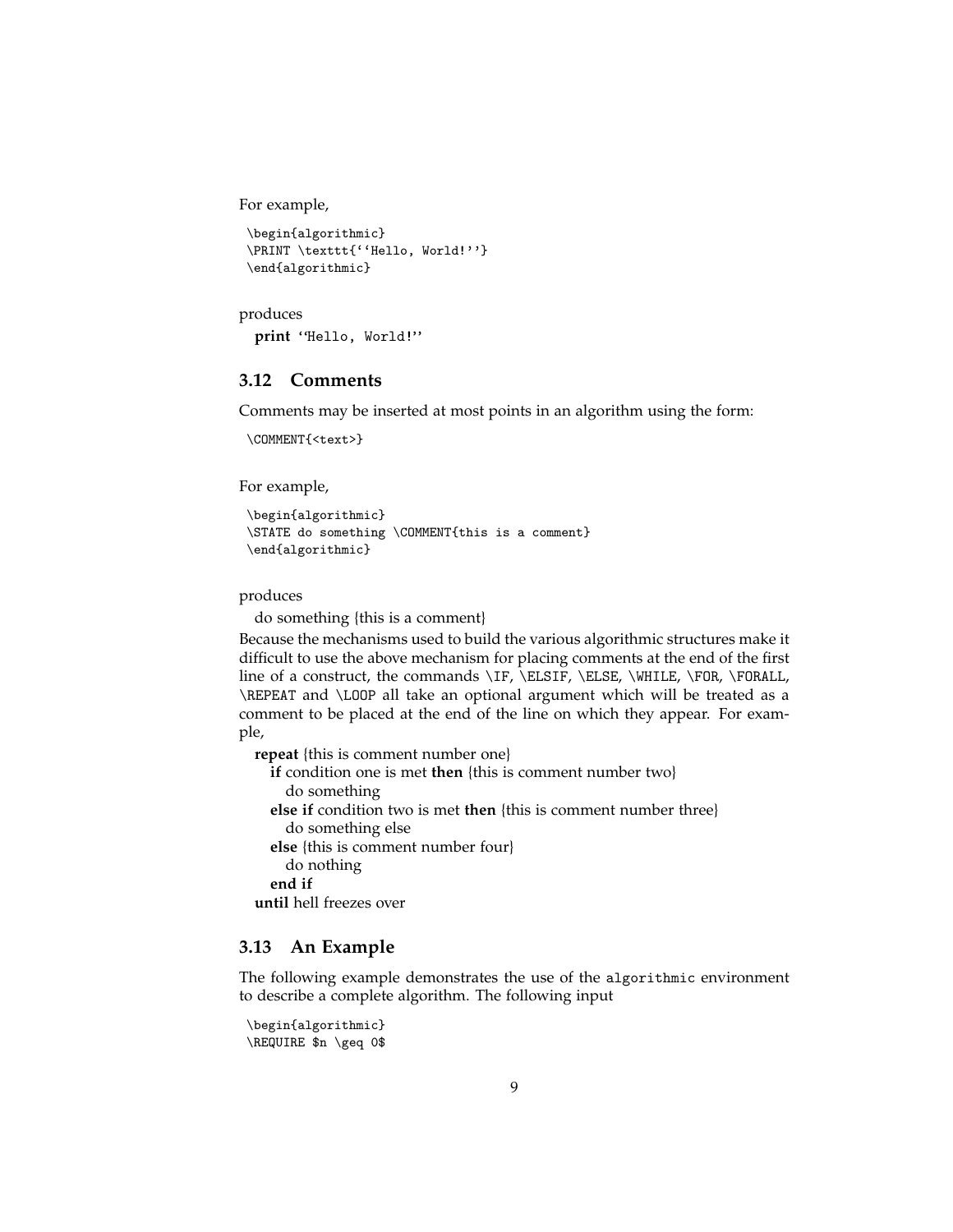For example,

```
\begin{algorithmic}
\PRINT \texttt{``Hello, World!''}
\end{algorithmic}
```

produces

**print** ``Hello, World!''

### 3.12 Comments

Comments may be inserted at most points in an algorithm using the form:

```
\COMMENT{<text>}
```

For example,

```
\begin{algorithmic}
\STATE do something \COMMENT{this is a comment}
\end{algorithmic}
```

produces

do something {this is a comment}

Because the mechanisms used to build the various algorithmic structures make it difficult to use the above mechanism for placing comments at the end of the first line of a construct, the commands `\IF`, `\ELSIF`, `\ELSE`, `\WHILE`, `\FOR`, `\FORALL`, `\REPEAT` and `\LOOP` all take an optional argument which will be treated as a comment to be placed at the end of the line on which they appear. For example,

**repeat** {this is comment number one}
  **if** condition one is met **then** {this is comment number two}
    do something
  **else if** condition two is met **then** {this is comment number three}
    do something else
  **else** {this is comment number four}
    do nothing
  **end if**
**until** hell freezes over

### 3.13 An Example

The following example demonstrates the use of the `algorithmic` environment to describe a complete algorithm. The following input

```
\begin{algorithmic}
\REQUIRE $n \geq 0$
```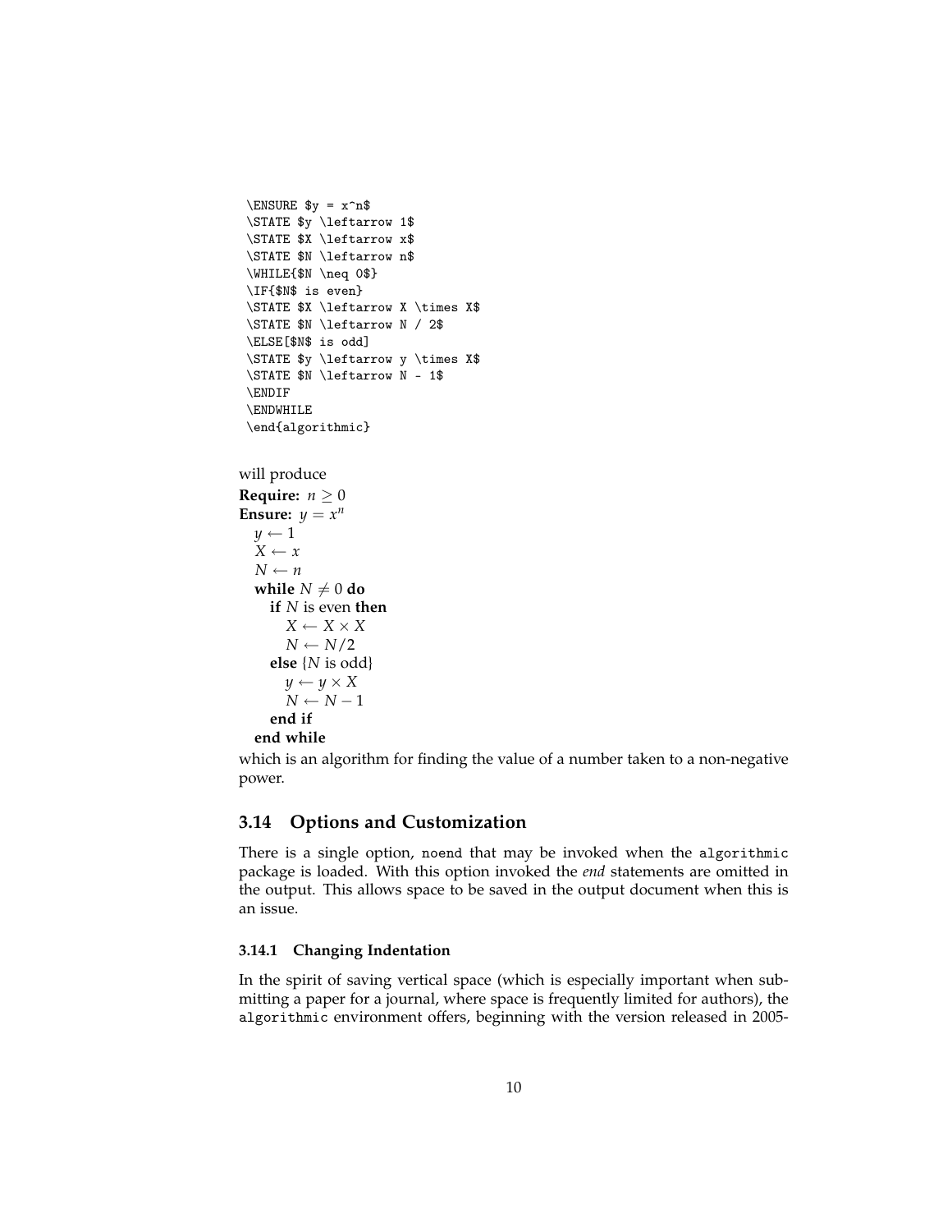```
\ENSURE $y = x^n$
\STATE $y \leftarrow 1$
\STATE $X \leftarrow x$
\STATE $N \leftarrow n$
\WHILE{$N \neq 0$}
\IF{$N$ is even}
\STATE $X \leftarrow X \times X$
\STATE $N \leftarrow N / 2$
\ELSE[$N$ is odd]
\STATE $y \leftarrow y \times X$
\STATE $N \leftarrow N - 1$
\ENDIF
\ENDWHILE
\end{algorithmic}
```

will produce

**Require:** $n \geq 0$
**Ensure:** $y = x^n$
  $y \leftarrow 1$
  $X \leftarrow x$
  $N \leftarrow n$
  **while** $N \neq 0$ **do**
    **if** $N$ is even **then**
      $X \leftarrow X \times X$
      $N \leftarrow N/2$
    **else** {$N$ is odd}
      $y \leftarrow y \times X$
      $N \leftarrow N - 1$
    **end if**
  **end while**

which is an algorithm for finding the value of a number taken to a non-negative power.

## 3.14 Options and Customization

There is a single option, `noend` that may be invoked when the `algorithmic` package is loaded. With this option invoked the *end* statements are omitted in the output. This allows space to be saved in the output document when this is an issue.

### 3.14.1 Changing Indentation

In the spirit of saving vertical space (which is especially important when submitting a paper for a journal, where space is frequently limited for authors), the `algorithmic` environment offers, beginning with the version released in 2005-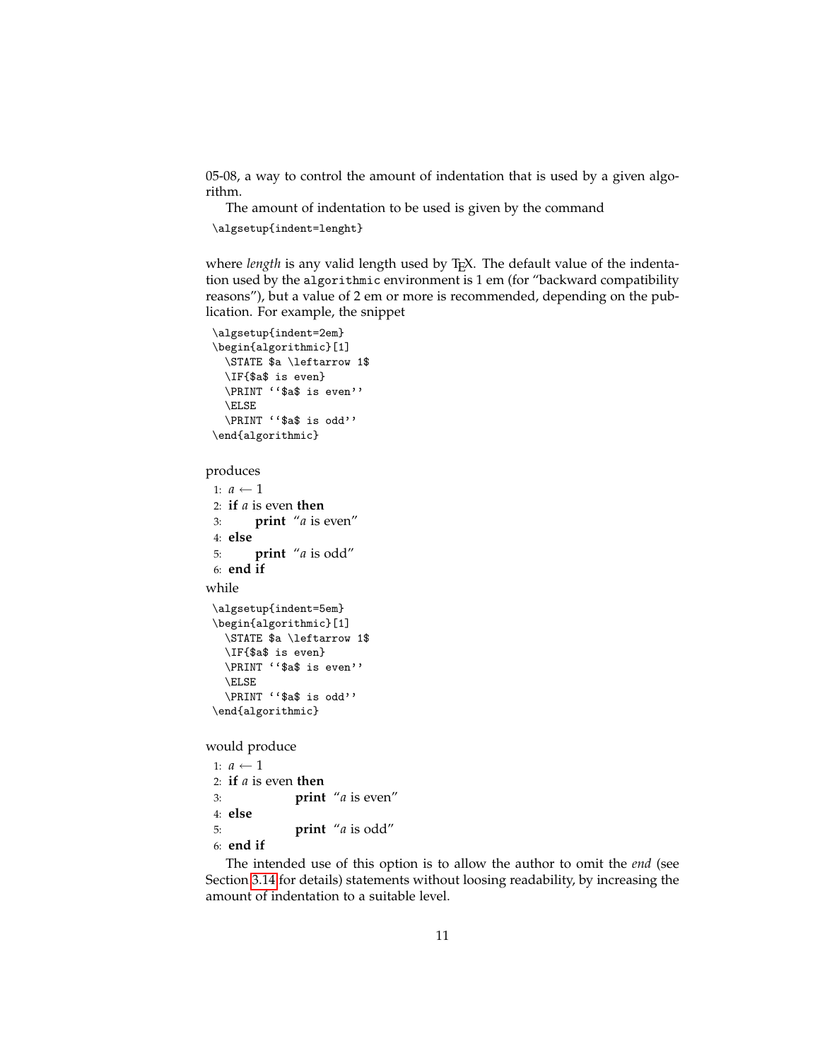05-08, a way to control the amount of indentation that is used by a given algorithm.

The amount of indentation to be used is given by the command

```
\algsetup{indent=lenght}
```

where *length* is any valid length used by TeX. The default value of the indentation used by the `algorithmic` environment is 1 em (for "backward compatibility reasons"), but a value of 2 em or more is recommended, depending on the publication. For example, the snippet

```
\algsetup{indent=2em}
\begin{algorithmic}[1]
  \STATE $a \leftarrow 1$
  \IF{$a$ is even}
  \PRINT ``$a$ is even''
  \ELSE
  \PRINT ``$a$ is odd''
\end{algorithmic}
```

produces

1: $a \leftarrow 1$
2: **if** $a$ is even **then**
3:     **print** "$a$ is even"
4: **else**
5:     **print** "$a$ is odd"
6: **end if**

while

```
\algsetup{indent=5em}
\begin{algorithmic}[1]
  \STATE $a \leftarrow 1$
  \IF{$a$ is even}
  \PRINT ``$a$ is even''
  \ELSE
  \PRINT ``$a$ is odd''
\end{algorithmic}
```

would produce

1: $a \leftarrow 1$
2: **if** $a$ is even **then**
3:           **print** "$a$ is even"
4: **else**
5:           **print** "$a$ is odd"
6: **end if**

The intended use of this option is to allow the author to omit the *end* (see Section 3.14 for details) statements without loosing readability, by increasing the amount of indentation to a suitable level.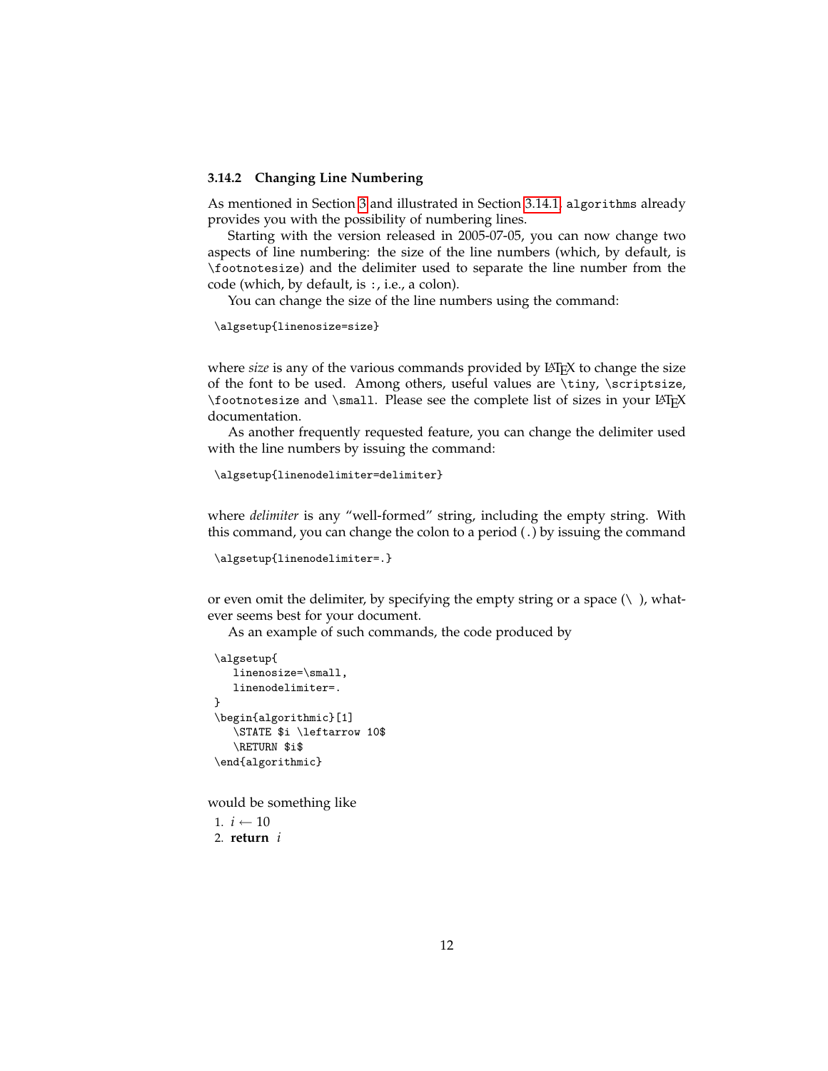### 3.14.2 Changing Line Numbering

As mentioned in Section 3 and illustrated in Section 3.14.1, `algorithms` already provides you with the possibility of numbering lines.

Starting with the version released in 2005-07-05, you can now change two aspects of line numbering: the size of the line numbers (which, by default, is `\footnotesize`) and the delimiter used to separate the line number from the code (which, by default, is `:`, i.e., a colon).

You can change the size of the line numbers using the command:

```
\algsetup{linenosize=size}
```

where *size* is any of the various commands provided by LaTeX to change the size of the font to be used. Among others, useful values are `\tiny`, `\scriptsize`, `\footnotesize` and `\small`. Please see the complete list of sizes in your LaTeX documentation.

As another frequently requested feature, you can change the delimiter used with the line numbers by issuing the command:

```
\algsetup{linenodelimiter=delimiter}
```

where *delimiter* is any "well-formed" string, including the empty string. With this command, you can change the colon to a period (`.`) by issuing the command

```
\algsetup{linenodelimiter=.}
```

or even omit the delimiter, by specifying the empty string or a space (`\ `), whatever seems best for your document.

As an example of such commands, the code produced by

```
\algsetup{
   linenosize=\small,
   linenodelimiter=.
}
\begin{algorithmic}[1]
   \STATE $i \leftarrow 10$
   \RETURN $i$
\end{algorithmic}
```

would be something like

1. $i \leftarrow 10$
2. **return** $i$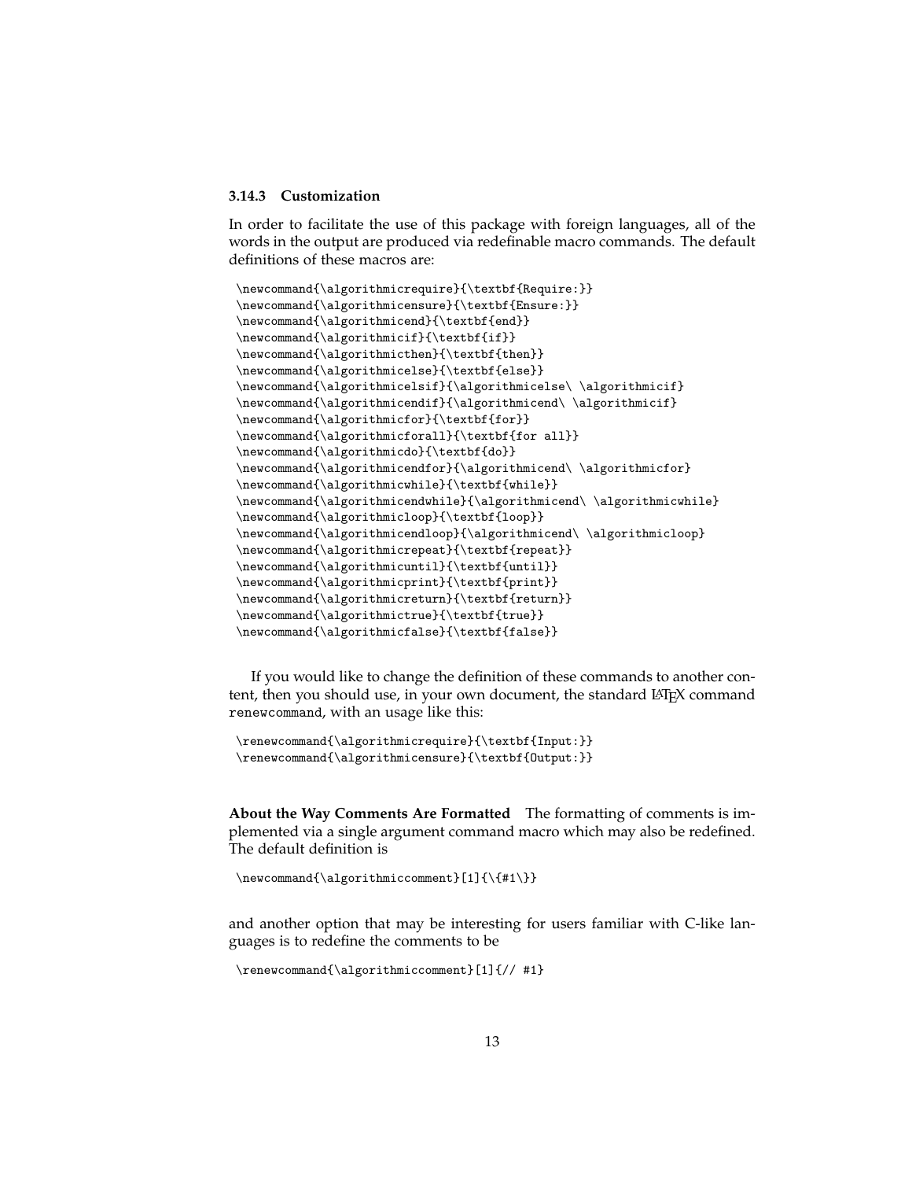### 3.14.3 Customization

In order to facilitate the use of this package with foreign languages, all of the words in the output are produced via redefinable macro commands. The default definitions of these macros are:

```
\newcommand{\algorithmicrequire}{\textbf{Require:}}
\newcommand{\algorithmicensure}{\textbf{Ensure:}}
\newcommand{\algorithmicend}{\textbf{end}}
\newcommand{\algorithmicif}{\textbf{if}}
\newcommand{\algorithmicthen}{\textbf{then}}
\newcommand{\algorithmicelse}{\textbf{else}}
\newcommand{\algorithmicelsif}{\algorithmicelse\ \algorithmicif}
\newcommand{\algorithmicendif}{\algorithmicend\ \algorithmicif}
\newcommand{\algorithmicfor}{\textbf{for}}
\newcommand{\algorithmicforall}{\textbf{for all}}
\newcommand{\algorithmicdo}{\textbf{do}}
\newcommand{\algorithmicendfor}{\algorithmicend\ \algorithmicfor}
\newcommand{\algorithmicwhile}{\textbf{while}}
\newcommand{\algorithmicendwhile}{\algorithmicend\ \algorithmicwhile}
\newcommand{\algorithmicloop}{\textbf{loop}}
\newcommand{\algorithmicendloop}{\algorithmicend\ \algorithmicloop}
\newcommand{\algorithmicrepeat}{\textbf{repeat}}
\newcommand{\algorithmicuntil}{\textbf{until}}
\newcommand{\algorithmicprint}{\textbf{print}}
\newcommand{\algorithmicreturn}{\textbf{return}}
\newcommand{\algorithmictrue}{\textbf{true}}
\newcommand{\algorithmicfalse}{\textbf{false}}
```

If you would like to change the definition of these commands to another content, then you should use, in your own document, the standard LaTeX command `renewcommand`, with an usage like this:

```
\renewcommand{\algorithmicrequire}{\textbf{Input:}}
\renewcommand{\algorithmicensure}{\textbf{Output:}}
```

**About the Way Comments Are Formatted** The formatting of comments is implemented via a single argument command macro which may also be redefined. The default definition is

```
\newcommand{\algorithmiccomment}[1]{\{#1\}}
```

and another option that may be interesting for users familiar with C-like languages is to redefine the comments to be

```
\renewcommand{\algorithmiccomment}[1]{// #1}
```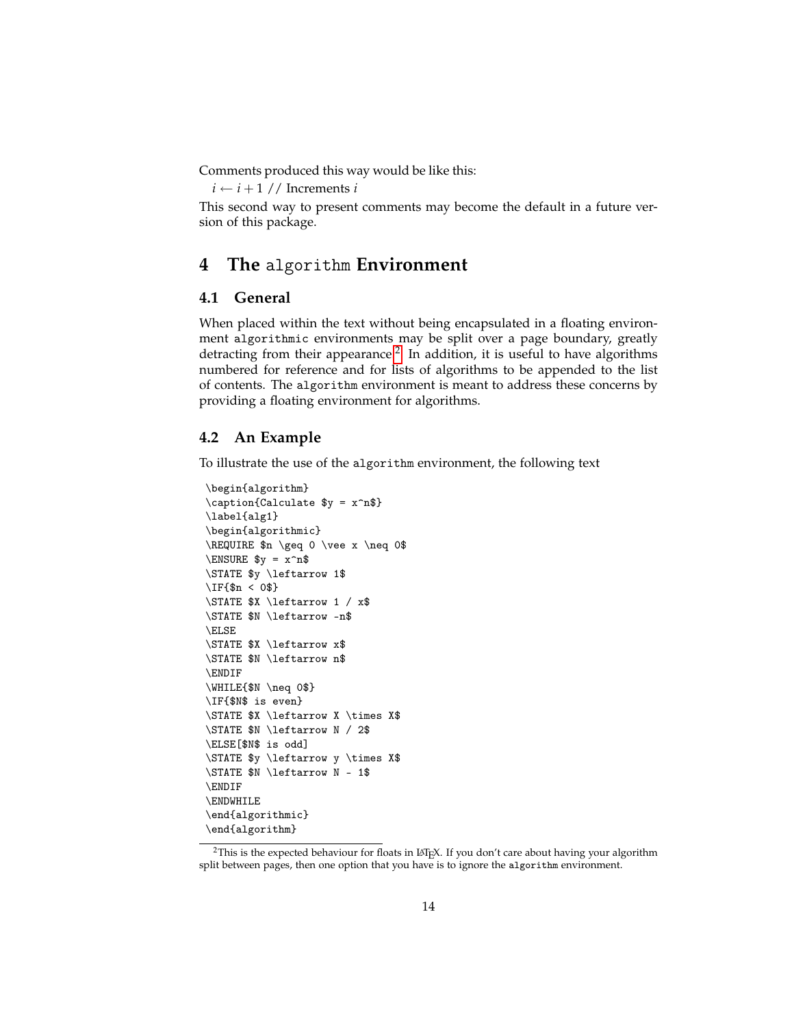Comments produced this way would be like this:

$i \leftarrow i + 1$ // Increments $i$

This second way to present comments may become the default in a future version of this package.

# 4 The `algorithm` Environment

## 4.1 General

When placed within the text without being encapsulated in a floating environment `algorithmic` environments may be split over a page boundary, greatly detracting from their appearance.[2] In addition, it is useful to have algorithms numbered for reference and for lists of algorithms to be appended to the list of contents. The `algorithm` environment is meant to address these concerns by providing a floating environment for algorithms.

## 4.2 An Example

To illustrate the use of the `algorithm` environment, the following text

```
\begin{algorithm}
\caption{Calculate $y = x^n$}
\label{alg1}
\begin{algorithmic}
\REQUIRE $n \geq 0 \vee x \neq 0$
\ENSURE $y = x^n$
\STATE $y \leftarrow 1$
\IF{$n < 0$}
\STATE $X \leftarrow 1 / x$
\STATE $N \leftarrow -n$
\ELSE
\STATE $X \leftarrow x$
\STATE $N \leftarrow n$
\ENDIF
\WHILE{$N \neq 0$}
\IF{$N$ is even}
\STATE $X \leftarrow X \times X$
\STATE $N \leftarrow N / 2$
\ELSE[$N$ is odd]
\STATE $y \leftarrow y \times X$
\STATE $N \leftarrow N - 1$
\ENDIF
\ENDWHILE
\end{algorithmic}
\end{algorithm}
```

[2] This is the expected behaviour for floats in LaTeX. If you don't care about having your algorithm split between pages, then one option that you have is to ignore the `algorithm` environment.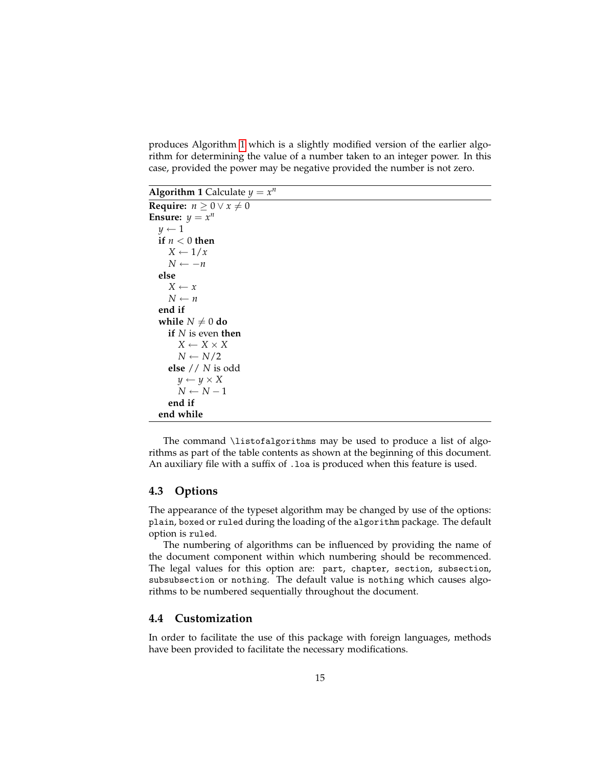produces Algorithm 1 which is a slightly modified version of the earlier algorithm for determining the value of a number taken to an integer power. In this case, provided the power may be negative provided the number is not zero.

---

**Algorithm 1** Calculate $y = x^n$

---

```
Require: n ≥ 0 ∨ x ≠ 0
Ensure: y = x^n
  y ← 1
  if n < 0 then
    X ← 1/x
    N ← −n
  else
    X ← x
    N ← n
  end if
  while N ≠ 0 do
    if N is even then
      X ← X × X
      N ← N/2
    else // N is odd
      y ← y × X
      N ← N − 1
    end if
  end while
```

---

The command `\listofalgorithms` may be used to produce a list of algorithms as part of the table contents as shown at the beginning of this document. An auxiliary file with a suffix of `.loa` is produced when this feature is used.

### 4.3 Options

The appearance of the typeset algorithm may be changed by use of the options: `plain`, `boxed` or `ruled` during the loading of the `algorithm` package. The default option is `ruled`.

The numbering of algorithms can be influenced by providing the name of the document component within which numbering should be recommenced. The legal values for this option are: `part`, `chapter`, `section`, `subsection`, `subsubsection` or `nothing`. The default value is `nothing` which causes algorithms to be numbered sequentially throughout the document.

### 4.4 Customization

In order to facilitate the use of this package with foreign languages, methods have been provided to facilitate the necessary modifications.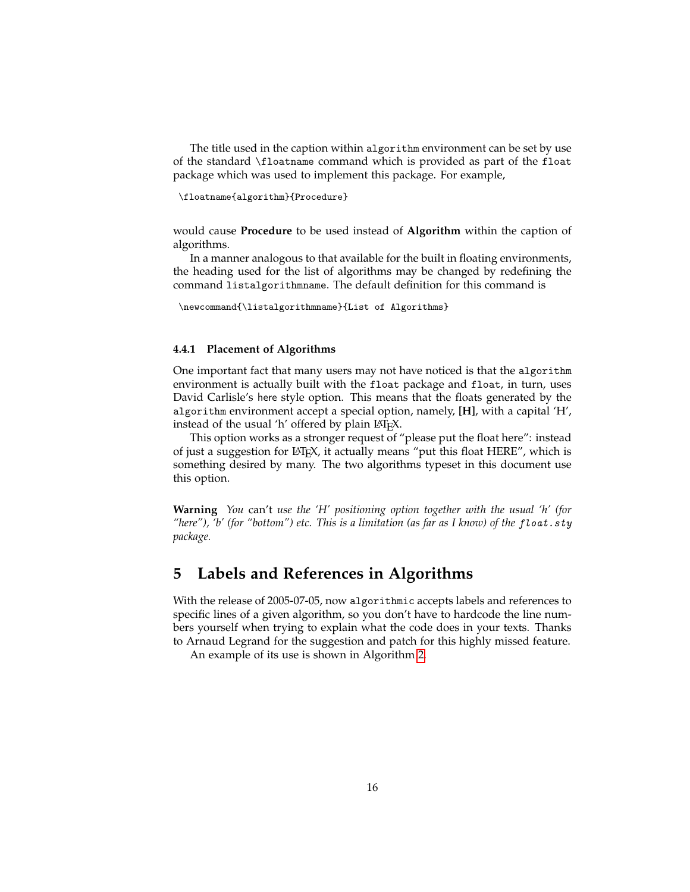The title used in the caption within `algorithm` environment can be set by use of the standard `\floatname` command which is provided as part of the `float` package which was used to implement this package. For example,

```
\floatname{algorithm}{Procedure}
```

would cause **Procedure** to be used instead of **Algorithm** within the caption of algorithms.

In a manner analogous to that available for the built in floating environments, the heading used for the list of algorithms may be changed by redefining the command `listalgorithmname`. The default definition for this command is

```
\newcommand{\listalgorithmname}{List of Algorithms}
```

### 4.4.1 Placement of Algorithms

One important fact that many users may not have noticed is that the `algorithm` environment is actually built with the `float` package and `float`, in turn, uses David Carlisle's `here` style option. This means that the floats generated by the `algorithm` environment accept a special option, namely, **[H]**, with a capital 'H', instead of the usual 'h' offered by plain LaTeX.

This option works as a stronger request of "please put the float here": instead of just a suggestion for LaTeX, it actually means "put this float HERE", which is something desired by many. The two algorithms typeset in this document use this option.

**Warning** *You* can't *use the 'H' positioning option together with the usual 'h' (for "here"), 'b' (for "bottom") etc. This is a limitation (as far as I know) of the `float.sty` package.*

## 5 Labels and References in Algorithms

With the release of 2005-07-05, now `algorithmic` accepts labels and references to specific lines of a given algorithm, so you don't have to hardcode the line numbers yourself when trying to explain what the code does in your texts. Thanks to Arnaud Legrand for the suggestion and patch for this highly missed feature.

An example of its use is shown in Algorithm 2.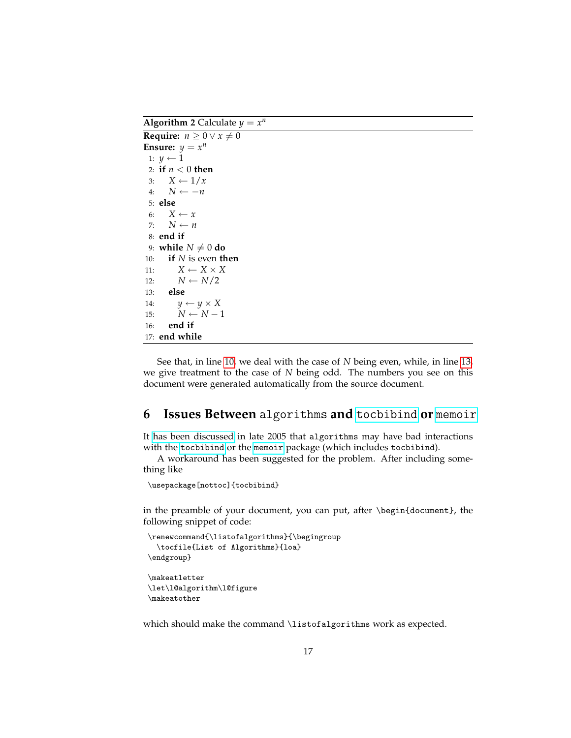**Algorithm 2** Calculate $y = x^n$

**Require:** $n \geq 0 \vee x \neq 0$
**Ensure:** $y = x^n$

```
 1: y ← 1
 2: if n < 0 then
 3:    X ← 1/x
 4:    N ← −n
 5: else
 6:    X ← x
 7:    N ← n
 8: end if
 9: while N ≠ 0 do
10:    if N is even then
11:       X ← X × X
12:       N ← N/2
13:    else
14:       y ← y × X
15:       N ← N − 1
16:    end if
17: end while
```

See that, in line 10, we deal with the case of $N$ being even, while, in line 13, we give treatment to the case of $N$ being odd. The numbers you see on this document were generated automatically from the source document.

## 6 Issues Between `algorithms` and `tocbibind` or `memoir`

It has been discussed in late 2005 that `algorithms` may have bad interactions with the `tocbibind` or the `memoir` package (which includes `tocbibind`).

A workaround has been suggested for the problem. After including something like

```
\usepackage[nottoc]{tocbibind}
```

in the preamble of your document, you can put, after `\begin{document}`, the following snippet of code:

```
\renewcommand{\listofalgorithms}{\begingroup
  \tocfile{List of Algorithms}{loa}
\endgroup}

\makeatletter
\let\l@algorithm\l@figure
\makeatother
```

which should make the command `\listofalgorithms` work as expected.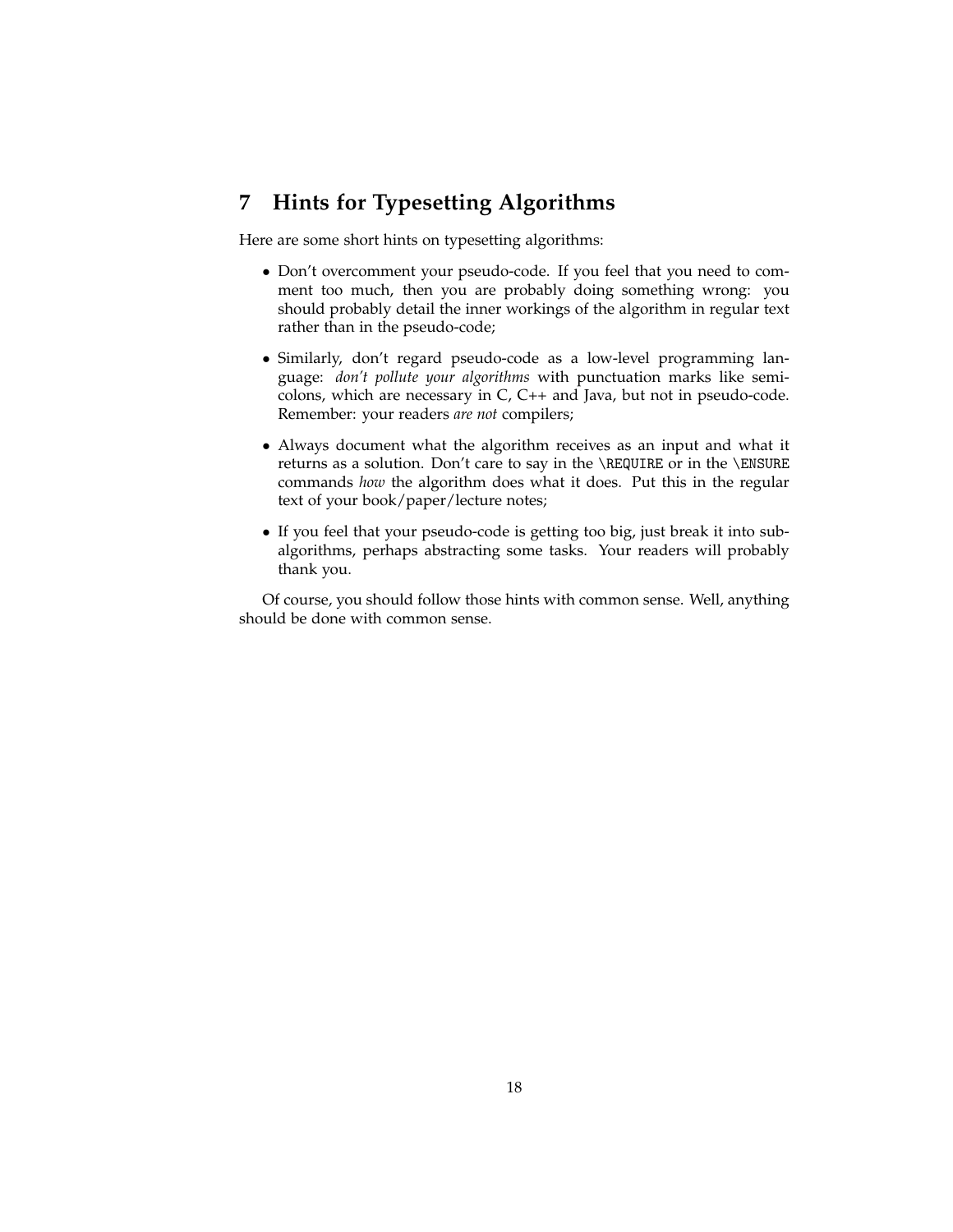## 7 Hints for Typesetting Algorithms

Here are some short hints on typesetting algorithms:

- Don't overcomment your pseudo-code. If you feel that you need to comment too much, then you are probably doing something wrong: you should probably detail the inner workings of the algorithm in regular text rather than in the pseudo-code;

- Similarly, don't regard pseudo-code as a low-level programming language: *don't pollute your algorithms* with punctuation marks like semicolons, which are necessary in C, C++ and Java, but not in pseudo-code. Remember: your readers *are not* compilers;

- Always document what the algorithm receives as an input and what it returns as a solution. Don't care to say in the `\REQUIRE` or in the `\ENSURE` commands *how* the algorithm does what it does. Put this in the regular text of your book/paper/lecture notes;

- If you feel that your pseudo-code is getting too big, just break it into sub-algorithms, perhaps abstracting some tasks. Your readers will probably thank you.

Of course, you should follow those hints with common sense. Well, anything should be done with common sense.